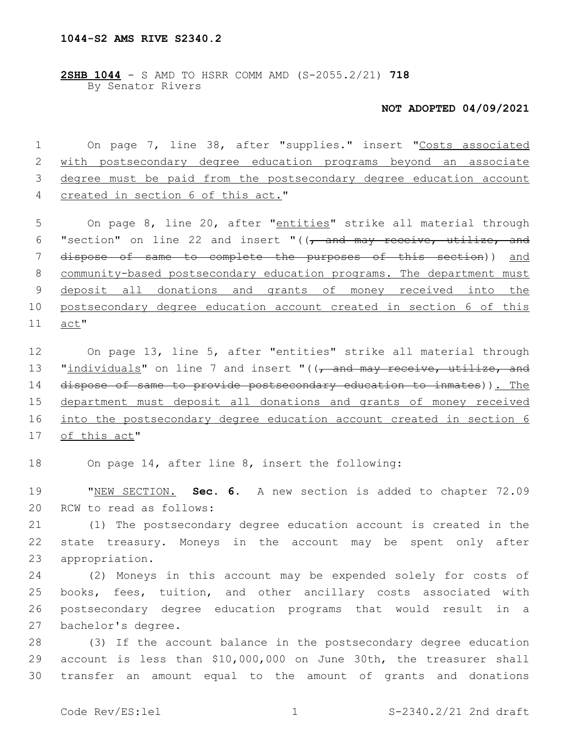**1044-S2 AMS RIVE S2340.2**

**2SHB 1044** - S AMD TO HSRR COMM AMD (S-2055.2/21) **718**
By Senator Rivers

**NOT ADOPTED 04/09/2021**

On page 7, line 38, after "supplies." insert "Costs associated with postsecondary degree education programs beyond an associate degree must be paid from the postsecondary degree education account created in section 6 of this act."

On page 8, line 20, after "entities" strike all material through "section" on line 22 and insert "((~~, and may receive, utilize, and dispose of same to complete the purposes of this section~~)) and community-based postsecondary education programs. The department must deposit all donations and grants of money received into the postsecondary degree education account created in section 6 of this act"

On page 13, line 5, after "entities" strike all material through "individuals" on line 7 and insert "((~~, and may receive, utilize, and dispose of same to provide postsecondary education to inmates~~)). The department must deposit all donations and grants of money received into the postsecondary degree education account created in section 6 of this act"

On page 14, after line 8, insert the following:

"NEW SECTION. **Sec. 6.** A new section is added to chapter 72.09 RCW to read as follows:

(1) The postsecondary degree education account is created in the state treasury. Moneys in the account may be spent only after appropriation.

(2) Moneys in this account may be expended solely for costs of books, fees, tuition, and other ancillary costs associated with postsecondary degree education programs that would result in a bachelor's degree.

(3) If the account balance in the postsecondary degree education account is less than $10,000,000 on June 30th, the treasurer shall transfer an amount equal to the amount of grants and donations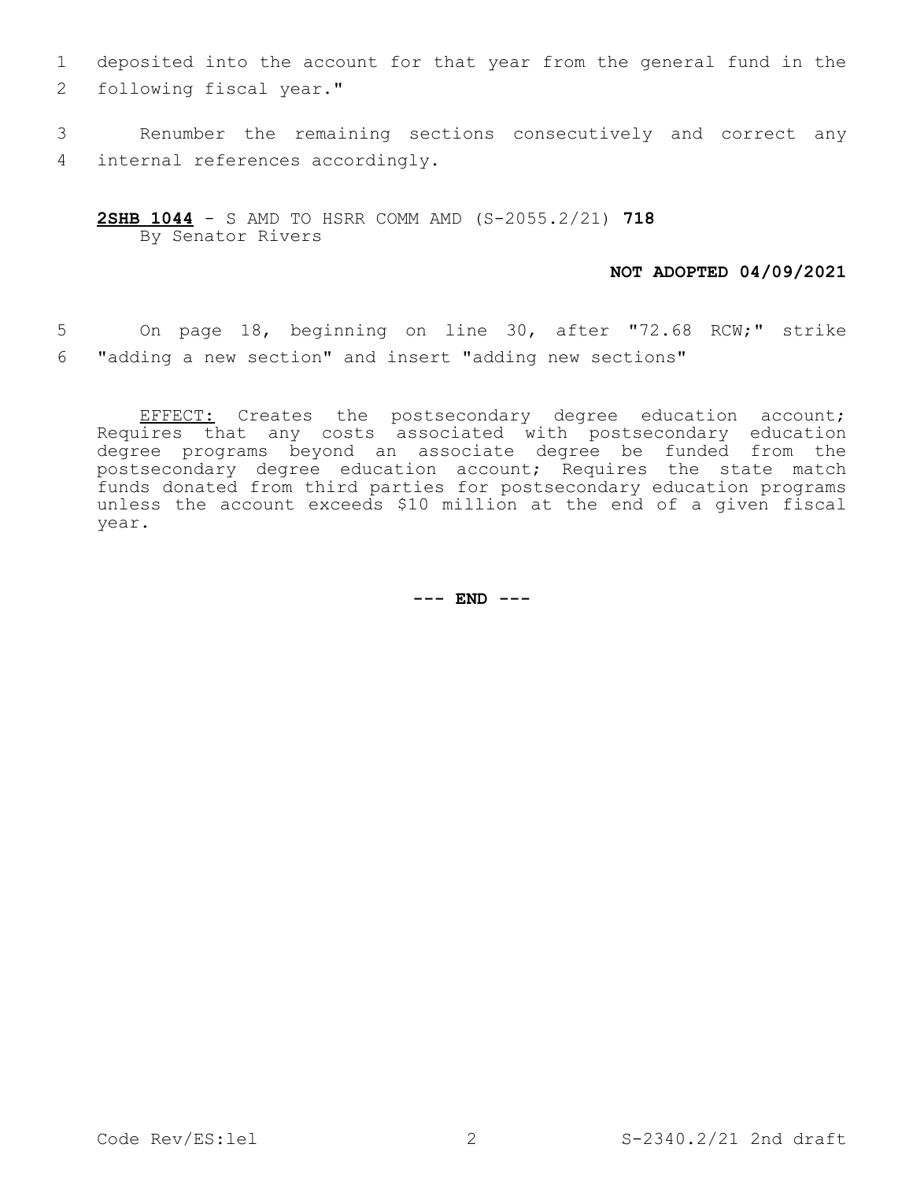deposited into the account for that year from the general fund in the following fiscal year."

Renumber the remaining sections consecutively and correct any internal references accordingly.

**2SHB 1044** - S AMD TO HSRR COMM AMD (S-2055.2/21) **718**
By Senator Rivers

**NOT ADOPTED 04/09/2021**

On page 18, beginning on line 30, after "72.68 RCW;" strike "adding a new section" and insert "adding new sections"

EFFECT: Creates the postsecondary degree education account; Requires that any costs associated with postsecondary education degree programs beyond an associate degree be funded from the postsecondary degree education account; Requires the state match funds donated from third parties for postsecondary education programs unless the account exceeds $10 million at the end of a given fiscal year.

**--- END ---**